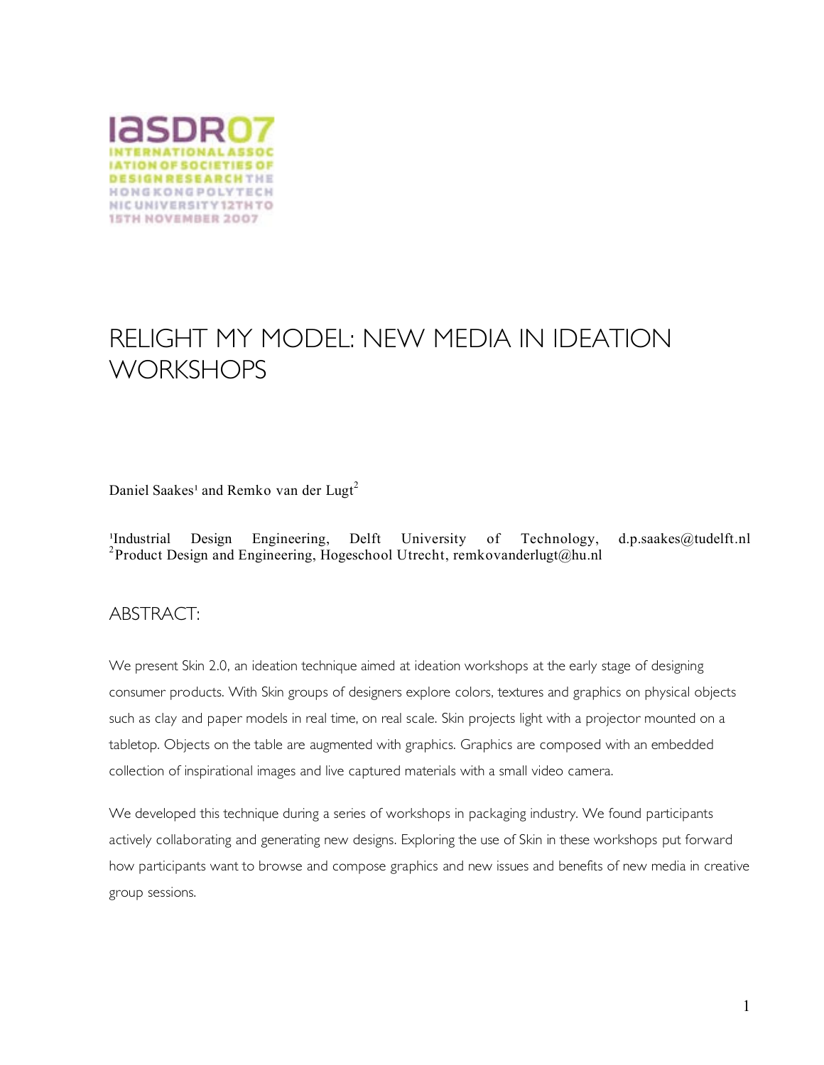IASDR07
INTERNATIONAL ASSOCIATION OF SOCIETIES OF DESIGN RESEARCH THE HONG KONG POLYTECHNIC UNIVERSITY 12TH TO 15TH NOVEMBER 2007

# RELIGHT MY MODEL: NEW MEDIA IN IDEATION WORKSHOPS

Daniel Saakes[1] and Remko van der Lugt[2]

[1]Industrial Design Engineering, Delft University of Technology, d.p.saakes@tudelft.nl
[2]Product Design and Engineering, Hogeschool Utrecht, remkovanderlugt@hu.nl

## ABSTRACT:

We present Skin 2.0, an ideation technique aimed at ideation workshops at the early stage of designing consumer products. With Skin groups of designers explore colors, textures and graphics on physical objects such as clay and paper models in real time, on real scale. Skin projects light with a projector mounted on a tabletop. Objects on the table are augmented with graphics. Graphics are composed with an embedded collection of inspirational images and live captured materials with a small video camera.

We developed this technique during a series of workshops in packaging industry. We found participants actively collaborating and generating new designs. Exploring the use of Skin in these workshops put forward how participants want to browse and compose graphics and new issues and benefits of new media in creative group sessions.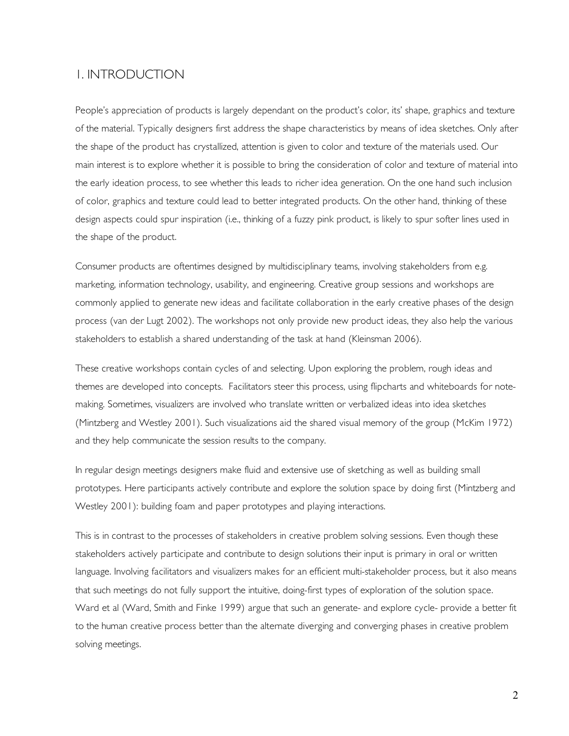## 1. INTRODUCTION

People's appreciation of products is largely dependant on the product's color, its' shape, graphics and texture of the material. Typically designers first address the shape characteristics by means of idea sketches. Only after the shape of the product has crystallized, attention is given to color and texture of the materials used. Our main interest is to explore whether it is possible to bring the consideration of color and texture of material into the early ideation process, to see whether this leads to richer idea generation. On the one hand such inclusion of color, graphics and texture could lead to better integrated products. On the other hand, thinking of these design aspects could spur inspiration (i.e., thinking of a fuzzy pink product, is likely to spur softer lines used in the shape of the product.

Consumer products are oftentimes designed by multidisciplinary teams, involving stakeholders from e.g. marketing, information technology, usability, and engineering. Creative group sessions and workshops are commonly applied to generate new ideas and facilitate collaboration in the early creative phases of the design process (van der Lugt 2002). The workshops not only provide new product ideas, they also help the various stakeholders to establish a shared understanding of the task at hand (Kleinsman 2006).

These creative workshops contain cycles of and selecting. Upon exploring the problem, rough ideas and themes are developed into concepts. Facilitators steer this process, using flipcharts and whiteboards for note-making. Sometimes, visualizers are involved who translate written or verbalized ideas into idea sketches (Mintzberg and Westley 2001). Such visualizations aid the shared visual memory of the group (McKim 1972) and they help communicate the session results to the company.

In regular design meetings designers make fluid and extensive use of sketching as well as building small prototypes. Here participants actively contribute and explore the solution space by doing first (Mintzberg and Westley 2001): building foam and paper prototypes and playing interactions.

This is in contrast to the processes of stakeholders in creative problem solving sessions. Even though these stakeholders actively participate and contribute to design solutions their input is primary in oral or written language. Involving facilitators and visualizers makes for an efficient multi-stakeholder process, but it also means that such meetings do not fully support the intuitive, doing-first types of exploration of the solution space. Ward et al (Ward, Smith and Finke 1999) argue that such an generate- and explore cycle- provide a better fit to the human creative process better than the alternate diverging and converging phases in creative problem solving meetings.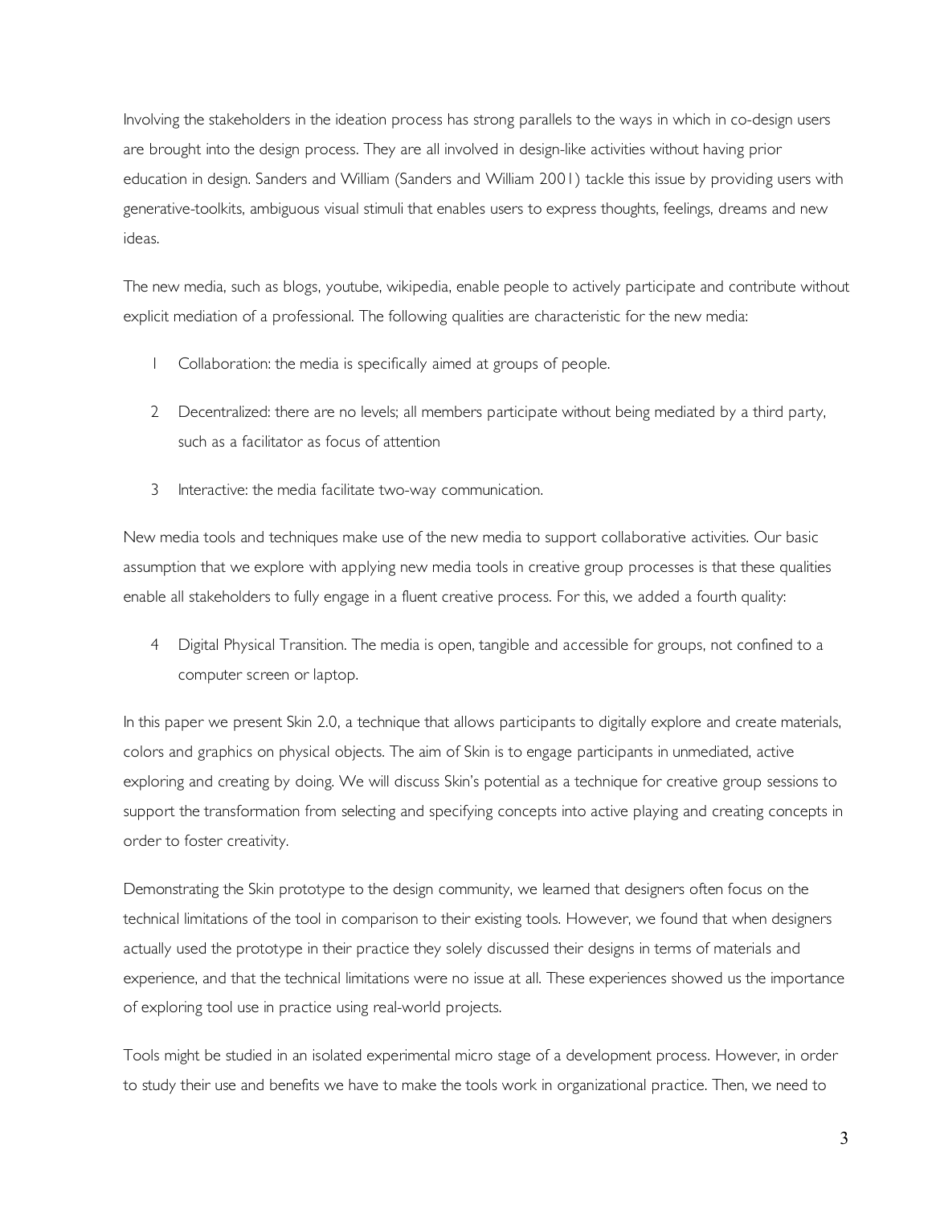Involving the stakeholders in the ideation process has strong parallels to the ways in which in co-design users are brought into the design process. They are all involved in design-like activities without having prior education in design. Sanders and William (Sanders and William 2001) tackle this issue by providing users with generative-toolkits, ambiguous visual stimuli that enables users to express thoughts, feelings, dreams and new ideas.

The new media, such as blogs, youtube, wikipedia, enable people to actively participate and contribute without explicit mediation of a professional. The following qualities are characteristic for the new media:

1. Collaboration: the media is specifically aimed at groups of people.
2. Decentralized: there are no levels; all members participate without being mediated by a third party, such as a facilitator as focus of attention
3. Interactive: the media facilitate two-way communication.

New media tools and techniques make use of the new media to support collaborative activities. Our basic assumption that we explore with applying new media tools in creative group processes is that these qualities enable all stakeholders to fully engage in a fluent creative process. For this, we added a fourth quality:

4. Digital Physical Transition. The media is open, tangible and accessible for groups, not confined to a computer screen or laptop.

In this paper we present Skin 2.0, a technique that allows participants to digitally explore and create materials, colors and graphics on physical objects. The aim of Skin is to engage participants in unmediated, active exploring and creating by doing. We will discuss Skin's potential as a technique for creative group sessions to support the transformation from selecting and specifying concepts into active playing and creating concepts in order to foster creativity.

Demonstrating the Skin prototype to the design community, we learned that designers often focus on the technical limitations of the tool in comparison to their existing tools. However, we found that when designers actually used the prototype in their practice they solely discussed their designs in terms of materials and experience, and that the technical limitations were no issue at all. These experiences showed us the importance of exploring tool use in practice using real-world projects.

Tools might be studied in an isolated experimental micro stage of a development process. However, in order to study their use and benefits we have to make the tools work in organizational practice. Then, we need to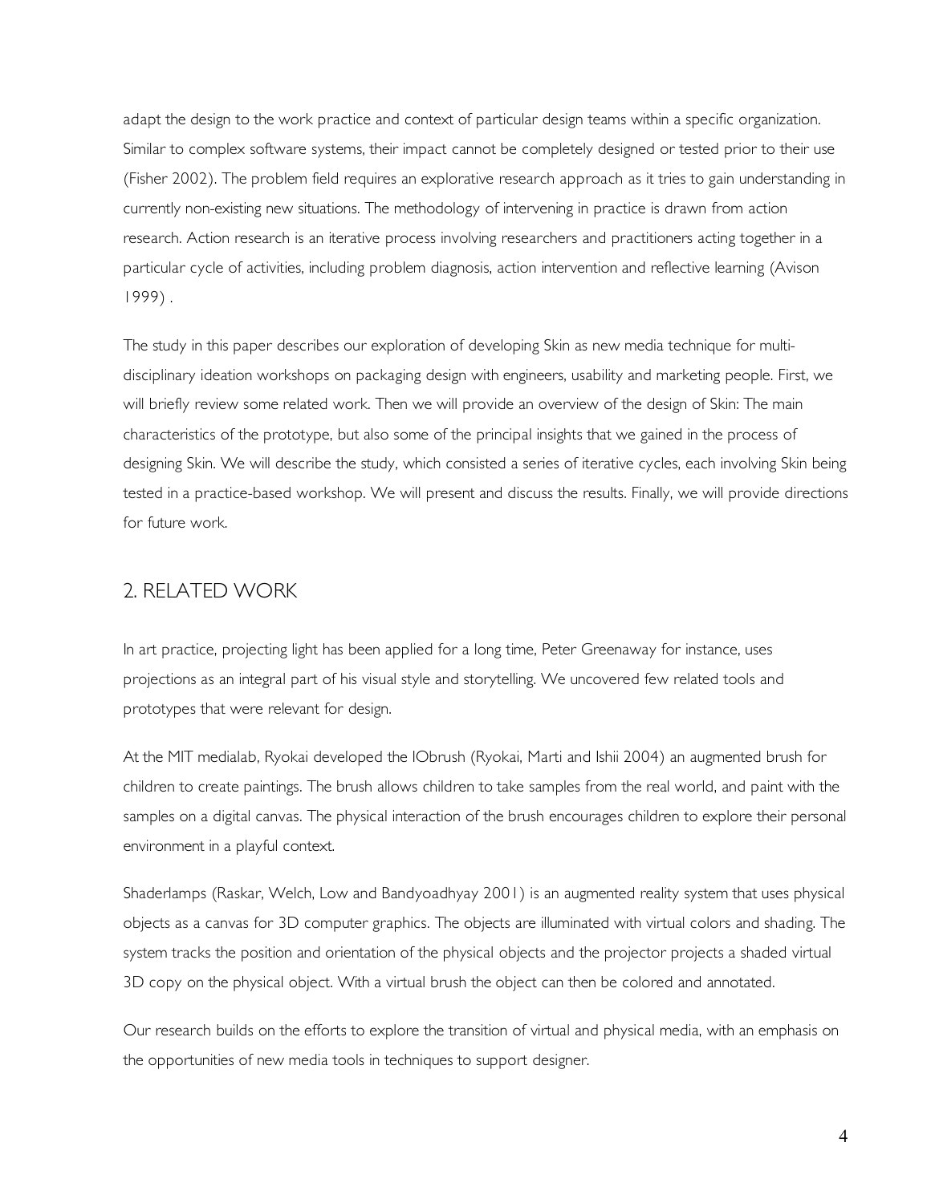adapt the design to the work practice and context of particular design teams within a specific organization. Similar to complex software systems, their impact cannot be completely designed or tested prior to their use (Fisher 2002). The problem field requires an explorative research approach as it tries to gain understanding in currently non-existing new situations. The methodology of intervening in practice is drawn from action research. Action research is an iterative process involving researchers and practitioners acting together in a particular cycle of activities, including problem diagnosis, action intervention and reflective learning (Avison 1999) .

The study in this paper describes our exploration of developing Skin as new media technique for multi-disciplinary ideation workshops on packaging design with engineers, usability and marketing people. First, we will briefly review some related work. Then we will provide an overview of the design of Skin: The main characteristics of the prototype, but also some of the principal insights that we gained in the process of designing Skin. We will describe the study, which consisted a series of iterative cycles, each involving Skin being tested in a practice-based workshop. We will present and discuss the results. Finally, we will provide directions for future work.

## 2. RELATED WORK

In art practice, projecting light has been applied for a long time, Peter Greenaway for instance, uses projections as an integral part of his visual style and storytelling. We uncovered few related tools and prototypes that were relevant for design.

At the MIT medialab, Ryokai developed the IObrush (Ryokai, Marti and Ishii 2004) an augmented brush for children to create paintings. The brush allows children to take samples from the real world, and paint with the samples on a digital canvas. The physical interaction of the brush encourages children to explore their personal environment in a playful context.

Shaderlamps (Raskar, Welch, Low and Bandyoadhyay 2001) is an augmented reality system that uses physical objects as a canvas for 3D computer graphics. The objects are illuminated with virtual colors and shading. The system tracks the position and orientation of the physical objects and the projector projects a shaded virtual 3D copy on the physical object. With a virtual brush the object can then be colored and annotated.

Our research builds on the efforts to explore the transition of virtual and physical media, with an emphasis on the opportunities of new media tools in techniques to support designer.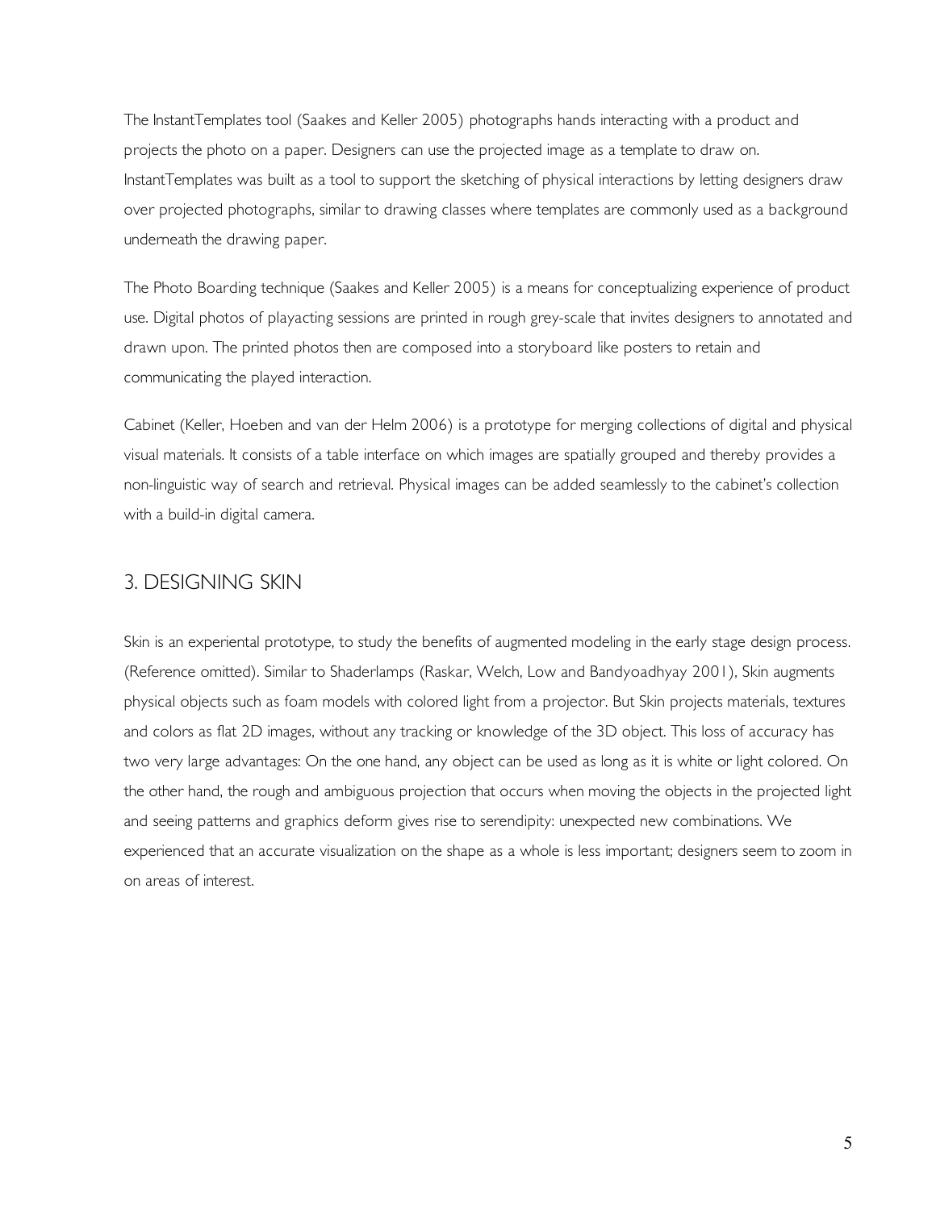The InstantTemplates tool (Saakes and Keller 2005) photographs hands interacting with a product and projects the photo on a paper. Designers can use the projected image as a template to draw on. InstantTemplates was built as a tool to support the sketching of physical interactions by letting designers draw over projected photographs, similar to drawing classes where templates are commonly used as a background underneath the drawing paper.

The Photo Boarding technique (Saakes and Keller 2005) is a means for conceptualizing experience of product use. Digital photos of playacting sessions are printed in rough grey-scale that invites designers to annotated and drawn upon. The printed photos then are composed into a storyboard like posters to retain and communicating the played interaction.

Cabinet (Keller, Hoeben and van der Helm 2006) is a prototype for merging collections of digital and physical visual materials. It consists of a table interface on which images are spatially grouped and thereby provides a non-linguistic way of search and retrieval. Physical images can be added seamlessly to the cabinet's collection with a build-in digital camera.

## 3. DESIGNING SKIN

Skin is an experiental prototype, to study the benefits of augmented modeling in the early stage design process. (Reference omitted). Similar to Shaderlamps (Raskar, Welch, Low and Bandyoadhyay 2001), Skin augments physical objects such as foam models with colored light from a projector. But Skin projects materials, textures and colors as flat 2D images, without any tracking or knowledge of the 3D object. This loss of accuracy has two very large advantages: On the one hand, any object can be used as long as it is white or light colored. On the other hand, the rough and ambiguous projection that occurs when moving the objects in the projected light and seeing patterns and graphics deform gives rise to serendipity: unexpected new combinations. We experienced that an accurate visualization on the shape as a whole is less important; designers seem to zoom in on areas of interest.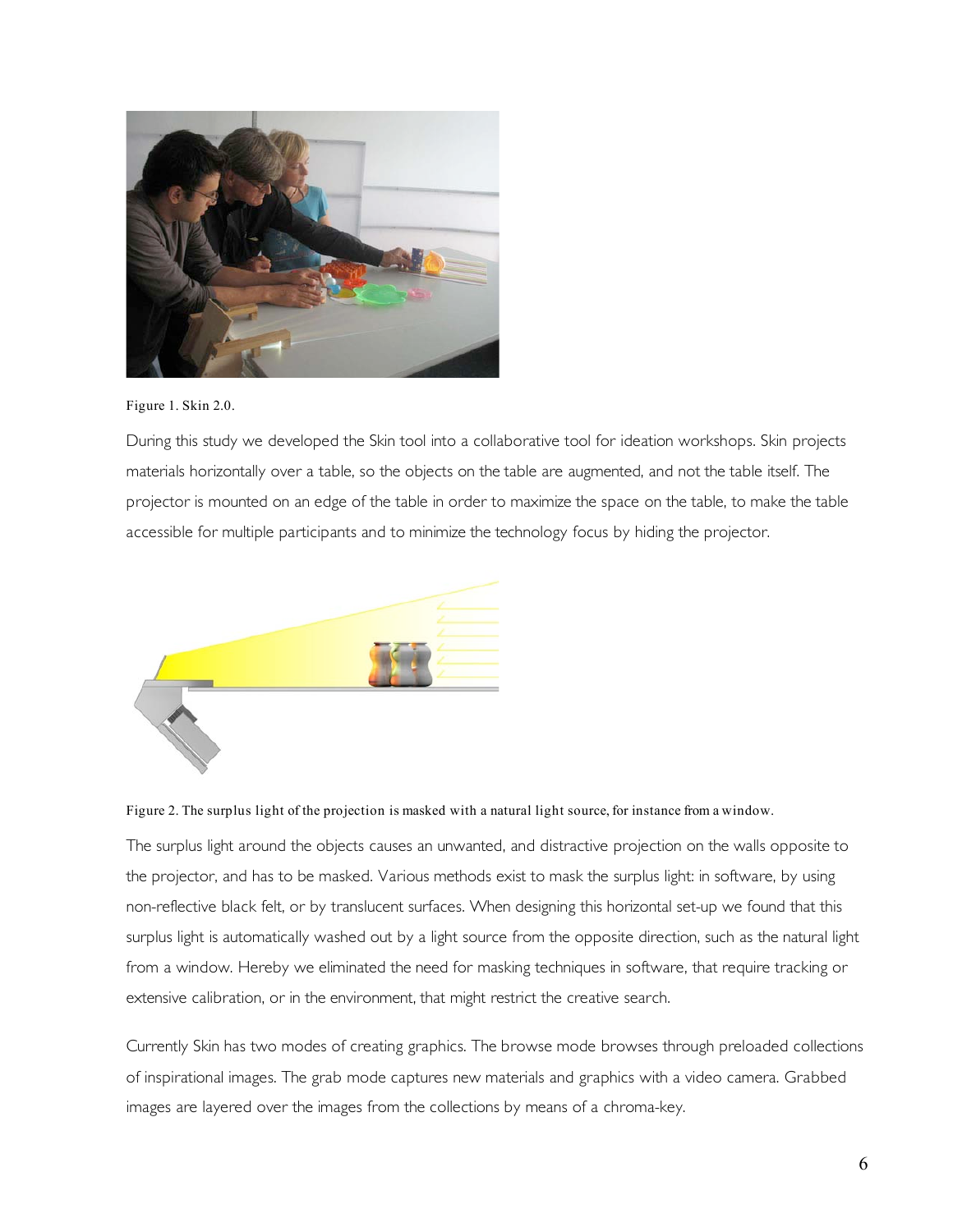Figure 1. Skin 2.0.

During this study we developed the Skin tool into a collaborative tool for ideation workshops. Skin projects materials horizontally over a table, so the objects on the table are augmented, and not the table itself. The projector is mounted on an edge of the table in order to maximize the space on the table, to make the table accessible for multiple participants and to minimize the technology focus by hiding the projector.

Figure 2. The surplus light of the projection is masked with a natural light source, for instance from a window.

The surplus light around the objects causes an unwanted, and distractive projection on the walls opposite to the projector, and has to be masked. Various methods exist to mask the surplus light: in software, by using non-reflective black felt, or by translucent surfaces. When designing this horizontal set-up we found that this surplus light is automatically washed out by a light source from the opposite direction, such as the natural light from a window. Hereby we eliminated the need for masking techniques in software, that require tracking or extensive calibration, or in the environment, that might restrict the creative search.

Currently Skin has two modes of creating graphics. The browse mode browses through preloaded collections of inspirational images. The grab mode captures new materials and graphics with a video camera. Grabbed images are layered over the images from the collections by means of a chroma-key.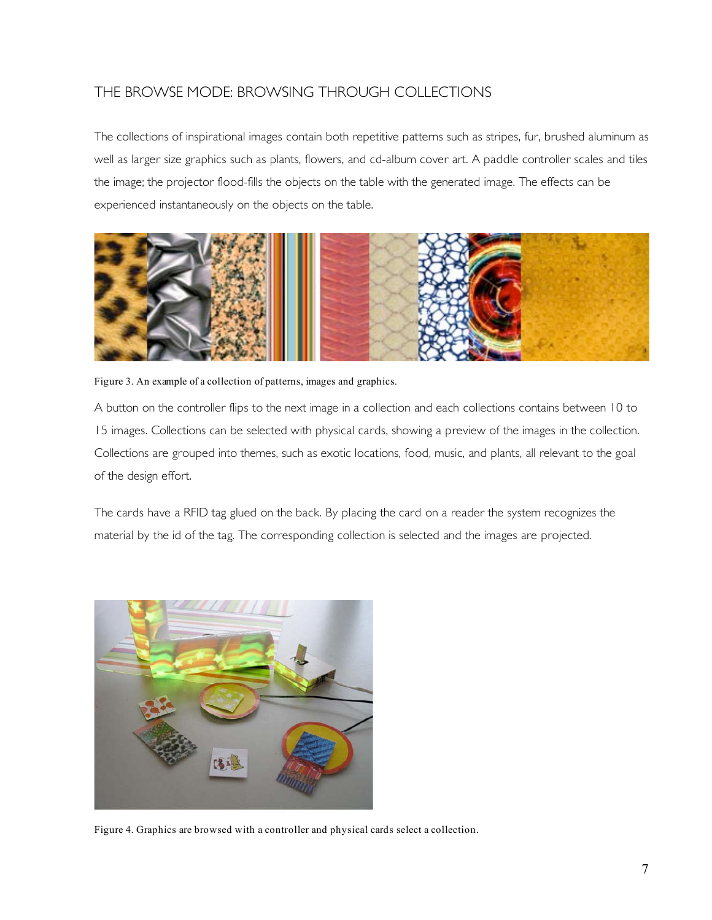## THE BROWSE MODE: BROWSING THROUGH COLLECTIONS

The collections of inspirational images contain both repetitive patterns such as stripes, fur, brushed aluminum as well as larger size graphics such as plants, flowers, and cd-album cover art. A paddle controller scales and tiles the image; the projector flood-fills the objects on the table with the generated image. The effects can be experienced instantaneously on the objects on the table.

Figure 3. An example of a collection of patterns, images and graphics.

A button on the controller flips to the next image in a collection and each collections contains between 10 to 15 images. Collections can be selected with physical cards, showing a preview of the images in the collection. Collections are grouped into themes, such as exotic locations, food, music, and plants, all relevant to the goal of the design effort.

The cards have a RFID tag glued on the back. By placing the card on a reader the system recognizes the material by the id of the tag. The corresponding collection is selected and the images are projected.

Figure 4. Graphics are browsed with a controller and physical cards select a collection.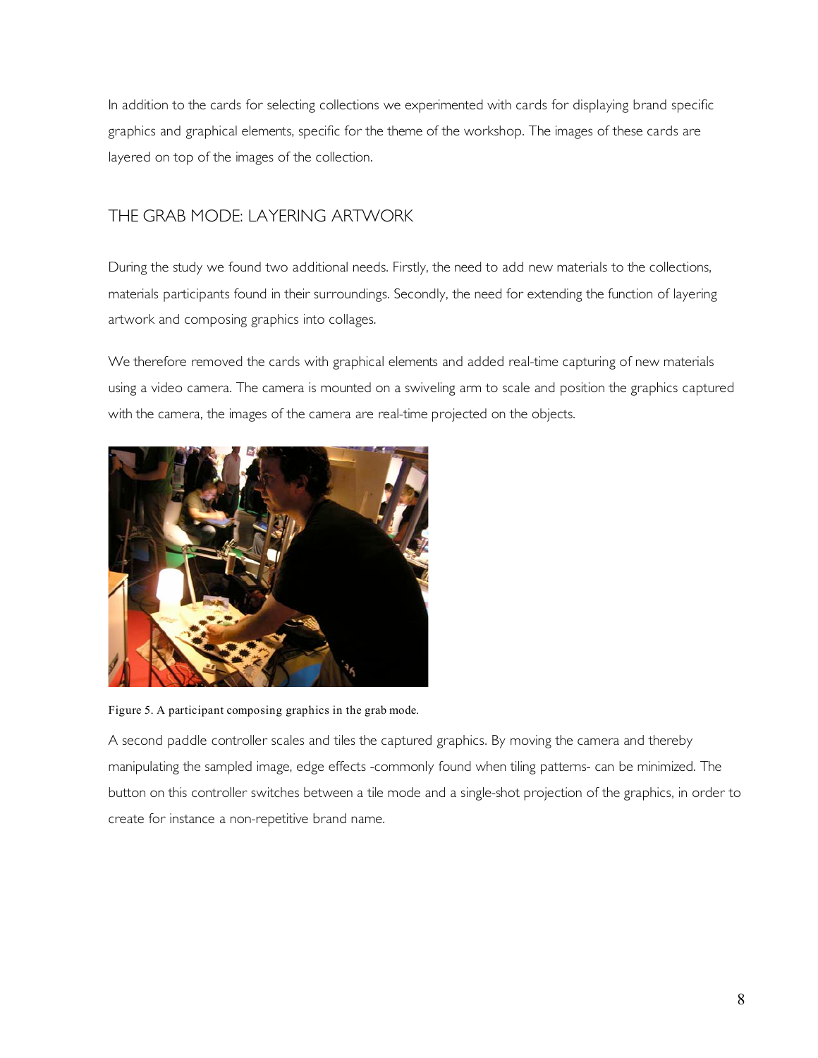In addition to the cards for selecting collections we experimented with cards for displaying brand specific graphics and graphical elements, specific for the theme of the workshop. The images of these cards are layered on top of the images of the collection.

## THE GRAB MODE: LAYERING ARTWORK

During the study we found two additional needs. Firstly, the need to add new materials to the collections, materials participants found in their surroundings. Secondly, the need for extending the function of layering artwork and composing graphics into collages.

We therefore removed the cards with graphical elements and added real-time capturing of new materials using a video camera. The camera is mounted on a swiveling arm to scale and position the graphics captured with the camera, the images of the camera are real-time projected on the objects.

Figure 5. A participant composing graphics in the grab mode.

A second paddle controller scales and tiles the captured graphics. By moving the camera and thereby manipulating the sampled image, edge effects -commonly found when tiling patterns- can be minimized. The button on this controller switches between a tile mode and a single-shot projection of the graphics, in order to create for instance a non-repetitive brand name.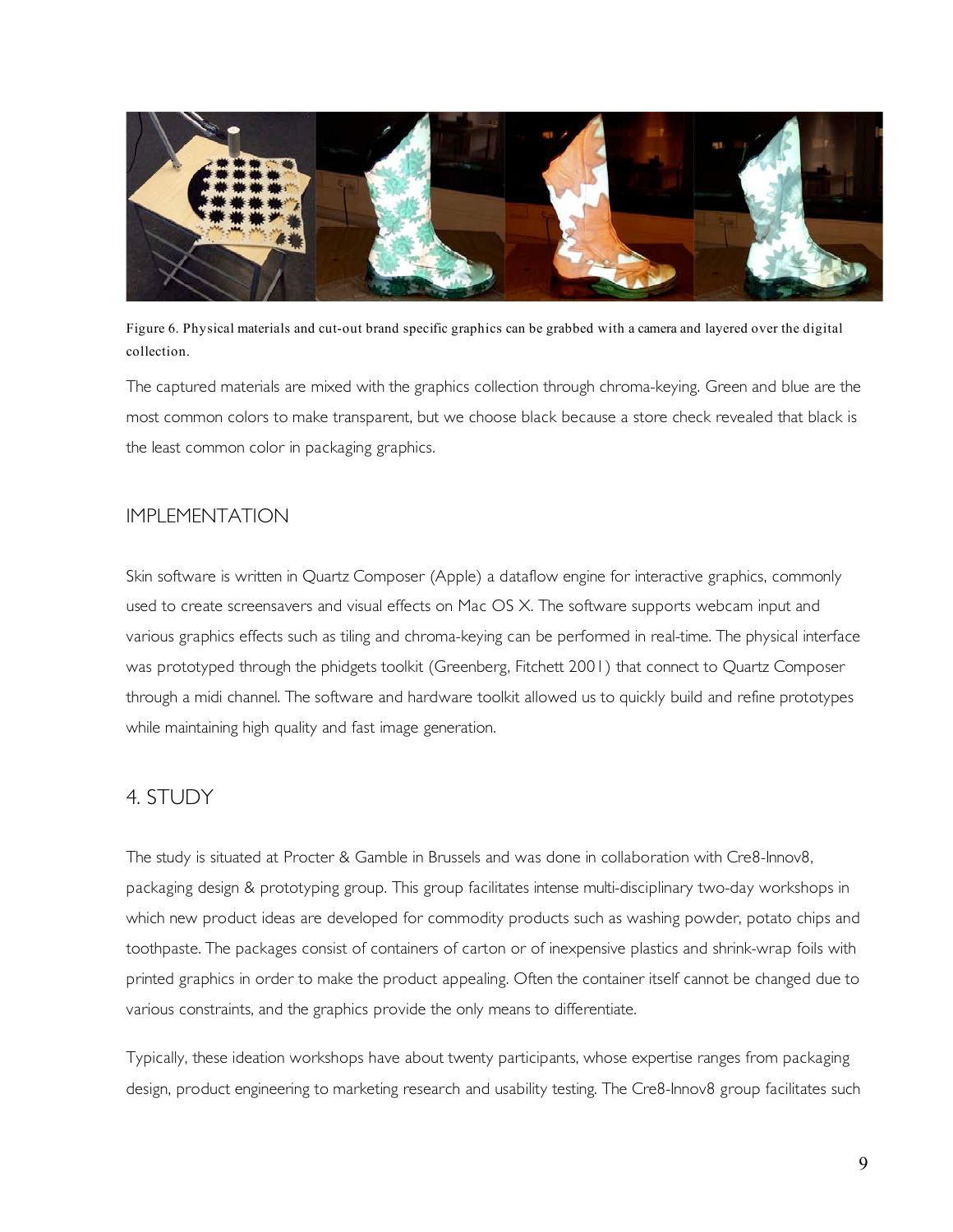Figure 6. Physical materials and cut-out brand specific graphics can be grabbed with a camera and layered over the digital collection.

The captured materials are mixed with the graphics collection through chroma-keying. Green and blue are the most common colors to make transparent, but we choose black because a store check revealed that black is the least common color in packaging graphics.

### IMPLEMENTATION

Skin software is written in Quartz Composer (Apple) a dataflow engine for interactive graphics, commonly used to create screensavers and visual effects on Mac OS X. The software supports webcam input and various graphics effects such as tiling and chroma-keying can be performed in real-time. The physical interface was prototyped through the phidgets toolkit (Greenberg, Fitchett 2001) that connect to Quartz Composer through a midi channel. The software and hardware toolkit allowed us to quickly build and refine prototypes while maintaining high quality and fast image generation.

## 4. STUDY

The study is situated at Procter & Gamble in Brussels and was done in collaboration with Cre8-Innov8, packaging design & prototyping group. This group facilitates intense multi-disciplinary two-day workshops in which new product ideas are developed for commodity products such as washing powder, potato chips and toothpaste. The packages consist of containers of carton or of inexpensive plastics and shrink-wrap foils with printed graphics in order to make the product appealing. Often the container itself cannot be changed due to various constraints, and the graphics provide the only means to differentiate.

Typically, these ideation workshops have about twenty participants, whose expertise ranges from packaging design, product engineering to marketing research and usability testing. The Cre8-Innov8 group facilitates such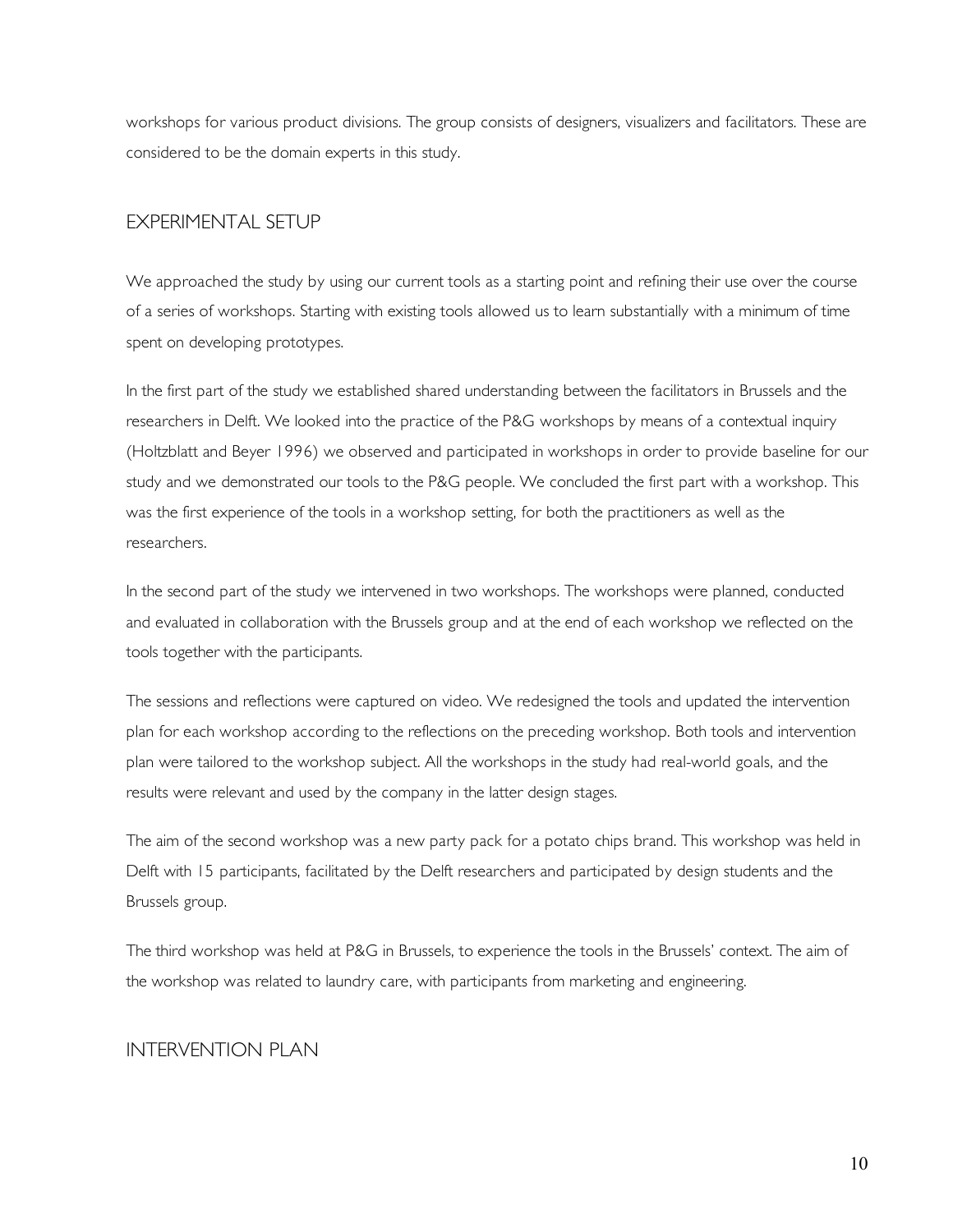workshops for various product divisions. The group consists of designers, visualizers and facilitators. These are considered to be the domain experts in this study.

## EXPERIMENTAL SETUP

We approached the study by using our current tools as a starting point and refining their use over the course of a series of workshops. Starting with existing tools allowed us to learn substantially with a minimum of time spent on developing prototypes.

In the first part of the study we established shared understanding between the facilitators in Brussels and the researchers in Delft. We looked into the practice of the P&G workshops by means of a contextual inquiry (Holtzblatt and Beyer 1996) we observed and participated in workshops in order to provide baseline for our study and we demonstrated our tools to the P&G people. We concluded the first part with a workshop. This was the first experience of the tools in a workshop setting, for both the practitioners as well as the researchers.

In the second part of the study we intervened in two workshops. The workshops were planned, conducted and evaluated in collaboration with the Brussels group and at the end of each workshop we reflected on the tools together with the participants.

The sessions and reflections were captured on video. We redesigned the tools and updated the intervention plan for each workshop according to the reflections on the preceding workshop. Both tools and intervention plan were tailored to the workshop subject. All the workshops in the study had real-world goals, and the results were relevant and used by the company in the latter design stages.

The aim of the second workshop was a new party pack for a potato chips brand. This workshop was held in Delft with 15 participants, facilitated by the Delft researchers and participated by design students and the Brussels group.

The third workshop was held at P&G in Brussels, to experience the tools in the Brussels' context. The aim of the workshop was related to laundry care, with participants from marketing and engineering.

## INTERVENTION PLAN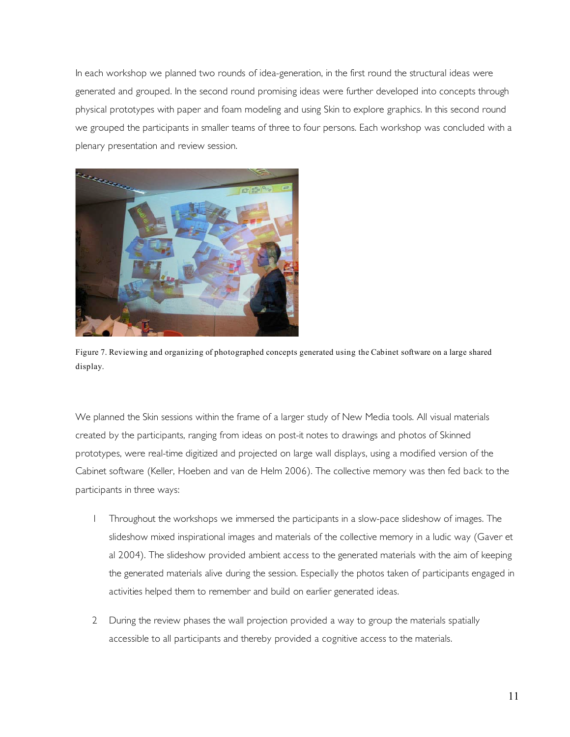In each workshop we planned two rounds of idea-generation, in the first round the structural ideas were generated and grouped. In the second round promising ideas were further developed into concepts through physical prototypes with paper and foam modeling and using Skin to explore graphics. In this second round we grouped the participants in smaller teams of three to four persons. Each workshop was concluded with a plenary presentation and review session.

Figure 7. Reviewing and organizing of photographed concepts generated using the Cabinet software on a large shared display.

We planned the Skin sessions within the frame of a larger study of New Media tools. All visual materials created by the participants, ranging from ideas on post-it notes to drawings and photos of Skinned prototypes, were real-time digitized and projected on large wall displays, using a modified version of the Cabinet software (Keller, Hoeben and van de Helm 2006). The collective memory was then fed back to the participants in three ways:

1. Throughout the workshops we immersed the participants in a slow-pace slideshow of images. The slideshow mixed inspirational images and materials of the collective memory in a ludic way (Gaver et al 2004). The slideshow provided ambient access to the generated materials with the aim of keeping the generated materials alive during the session. Especially the photos taken of participants engaged in activities helped them to remember and build on earlier generated ideas.

2. During the review phases the wall projection provided a way to group the materials spatially accessible to all participants and thereby provided a cognitive access to the materials.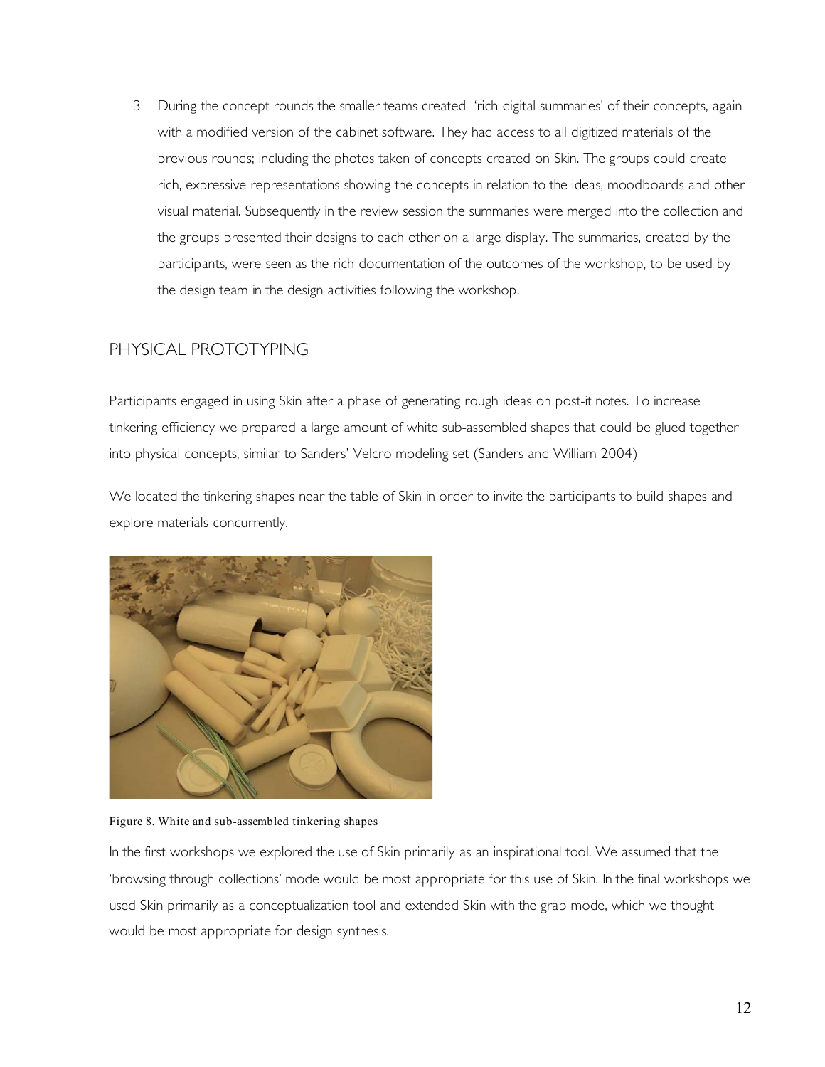3. During the concept rounds the smaller teams created 'rich digital summaries' of their concepts, again with a modified version of the cabinet software. They had access to all digitized materials of the previous rounds; including the photos taken of concepts created on Skin. The groups could create rich, expressive representations showing the concepts in relation to the ideas, moodboards and other visual material. Subsequently in the review session the summaries were merged into the collection and the groups presented their designs to each other on a large display. The summaries, created by the participants, were seen as the rich documentation of the outcomes of the workshop, to be used by the design team in the design activities following the workshop.

## PHYSICAL PROTOTYPING

Participants engaged in using Skin after a phase of generating rough ideas on post-it notes. To increase tinkering efficiency we prepared a large amount of white sub-assembled shapes that could be glued together into physical concepts, similar to Sanders' Velcro modeling set (Sanders and William 2004)

We located the tinkering shapes near the table of Skin in order to invite the participants to build shapes and explore materials concurrently.

Figure 8. White and sub-assembled tinkering shapes

In the first workshops we explored the use of Skin primarily as an inspirational tool. We assumed that the 'browsing through collections' mode would be most appropriate for this use of Skin. In the final workshops we used Skin primarily as a conceptualization tool and extended Skin with the grab mode, which we thought would be most appropriate for design synthesis.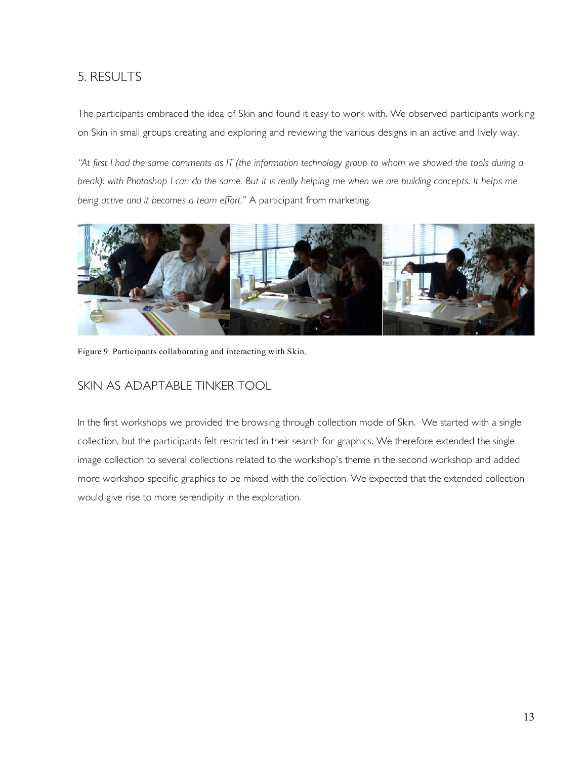## 5. RESULTS

The participants embraced the idea of Skin and found it easy to work with. We observed participants working on Skin in small groups creating and exploring and reviewing the various designs in an active and lively way.

*"At first I had the same comments as IT (the information technology group to whom we showed the tools during a break): with Photoshop I can do the same. But it is really helping me when we are building concepts. It helps me being active and it becomes a team effort."* A participant from marketing.

Figure 9. Participants collaborating and interacting with Skin.

## SKIN AS ADAPTABLE TINKER TOOL

In the first workshops we provided the browsing through collection mode of Skin. We started with a single collection, but the participants felt restricted in their search for graphics. We therefore extended the single image collection to several collections related to the workshop's theme in the second workshop and added more workshop specific graphics to be mixed with the collection. We expected that the extended collection would give rise to more serendipity in the exploration.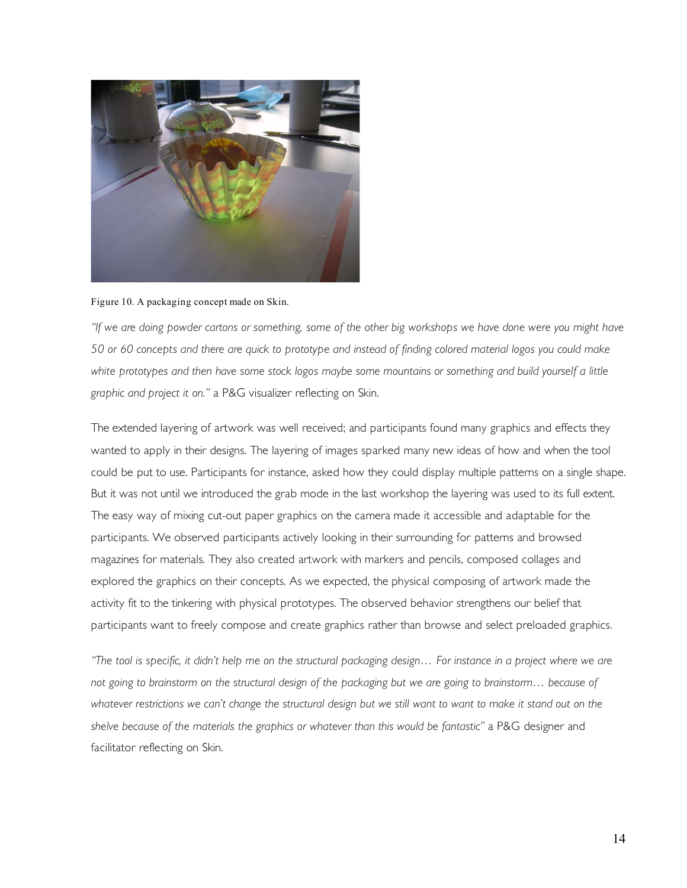Figure 10. A packaging concept made on Skin.

*"If we are doing powder cartons or something, some of the other big workshops we have done were you might have 50 or 60 concepts and there are quick to prototype and instead of finding colored material logos you could make white prototypes and then have some stock logos maybe some mountains or something and build yourself a little graphic and project it on."* a P&G visualizer reflecting on Skin.

The extended layering of artwork was well received; and participants found many graphics and effects they wanted to apply in their designs. The layering of images sparked many new ideas of how and when the tool could be put to use. Participants for instance, asked how they could display multiple patterns on a single shape. But it was not until we introduced the grab mode in the last workshop the layering was used to its full extent. The easy way of mixing cut-out paper graphics on the camera made it accessible and adaptable for the participants. We observed participants actively looking in their surrounding for patterns and browsed magazines for materials. They also created artwork with markers and pencils, composed collages and explored the graphics on their concepts. As we expected, the physical composing of artwork made the activity fit to the tinkering with physical prototypes. The observed behavior strengthens our belief that participants want to freely compose and create graphics rather than browse and select preloaded graphics.

*"The tool is specific, it didn't help me on the structural packaging design… For instance in a project where we are not going to brainstorm on the structural design of the packaging but we are going to brainstorm… because of whatever restrictions we can't change the structural design but we still want to want to make it stand out on the shelve because of the materials the graphics or whatever than this would be fantastic"* a P&G designer and facilitator reflecting on Skin.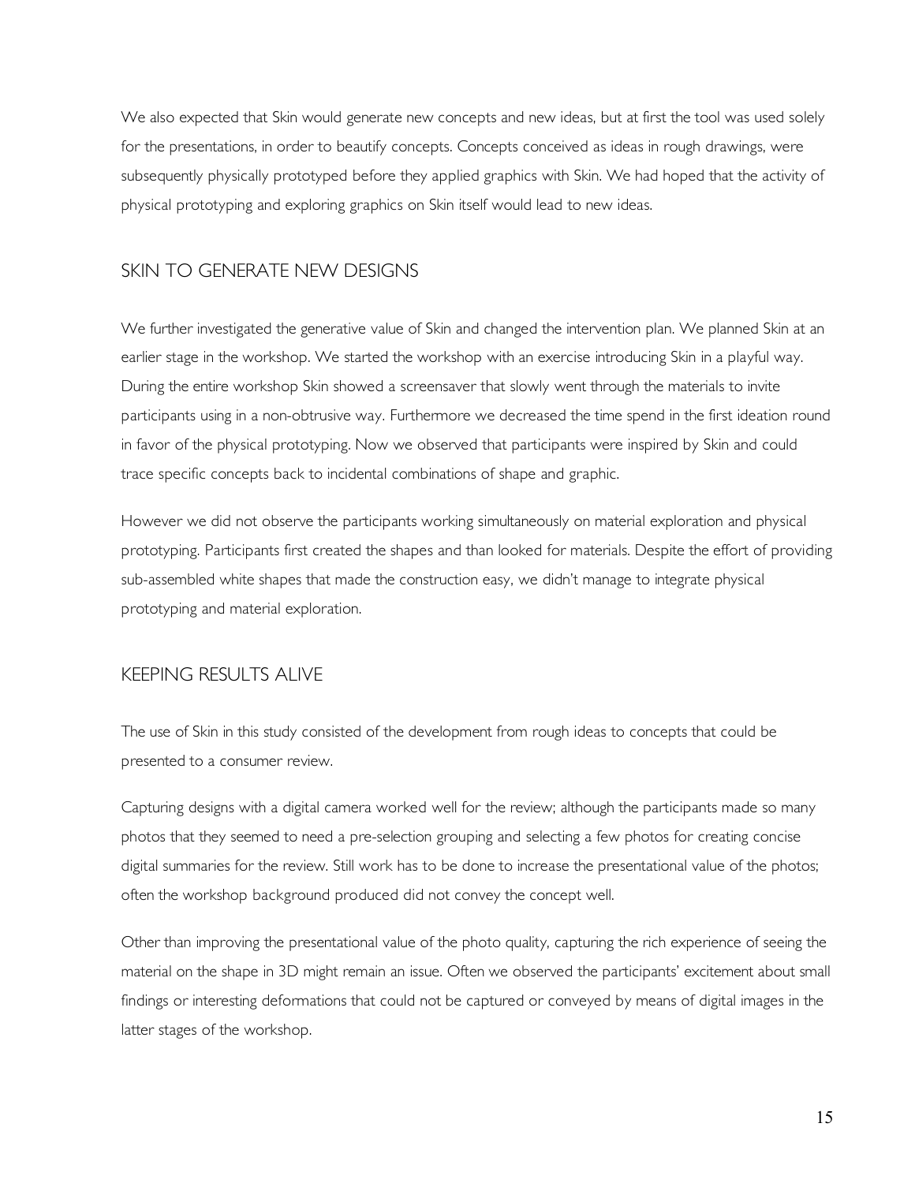We also expected that Skin would generate new concepts and new ideas, but at first the tool was used solely for the presentations, in order to beautify concepts. Concepts conceived as ideas in rough drawings, were subsequently physically prototyped before they applied graphics with Skin. We had hoped that the activity of physical prototyping and exploring graphics on Skin itself would lead to new ideas.

## SKIN TO GENERATE NEW DESIGNS

We further investigated the generative value of Skin and changed the intervention plan. We planned Skin at an earlier stage in the workshop. We started the workshop with an exercise introducing Skin in a playful way. During the entire workshop Skin showed a screensaver that slowly went through the materials to invite participants using in a non-obtrusive way. Furthermore we decreased the time spend in the first ideation round in favor of the physical prototyping. Now we observed that participants were inspired by Skin and could trace specific concepts back to incidental combinations of shape and graphic.

However we did not observe the participants working simultaneously on material exploration and physical prototyping. Participants first created the shapes and than looked for materials. Despite the effort of providing sub-assembled white shapes that made the construction easy, we didn't manage to integrate physical prototyping and material exploration.

## KEEPING RESULTS ALIVE

The use of Skin in this study consisted of the development from rough ideas to concepts that could be presented to a consumer review.

Capturing designs with a digital camera worked well for the review; although the participants made so many photos that they seemed to need a pre-selection grouping and selecting a few photos for creating concise digital summaries for the review. Still work has to be done to increase the presentational value of the photos; often the workshop background produced did not convey the concept well.

Other than improving the presentational value of the photo quality, capturing the rich experience of seeing the material on the shape in 3D might remain an issue. Often we observed the participants' excitement about small findings or interesting deformations that could not be captured or conveyed by means of digital images in the latter stages of the workshop.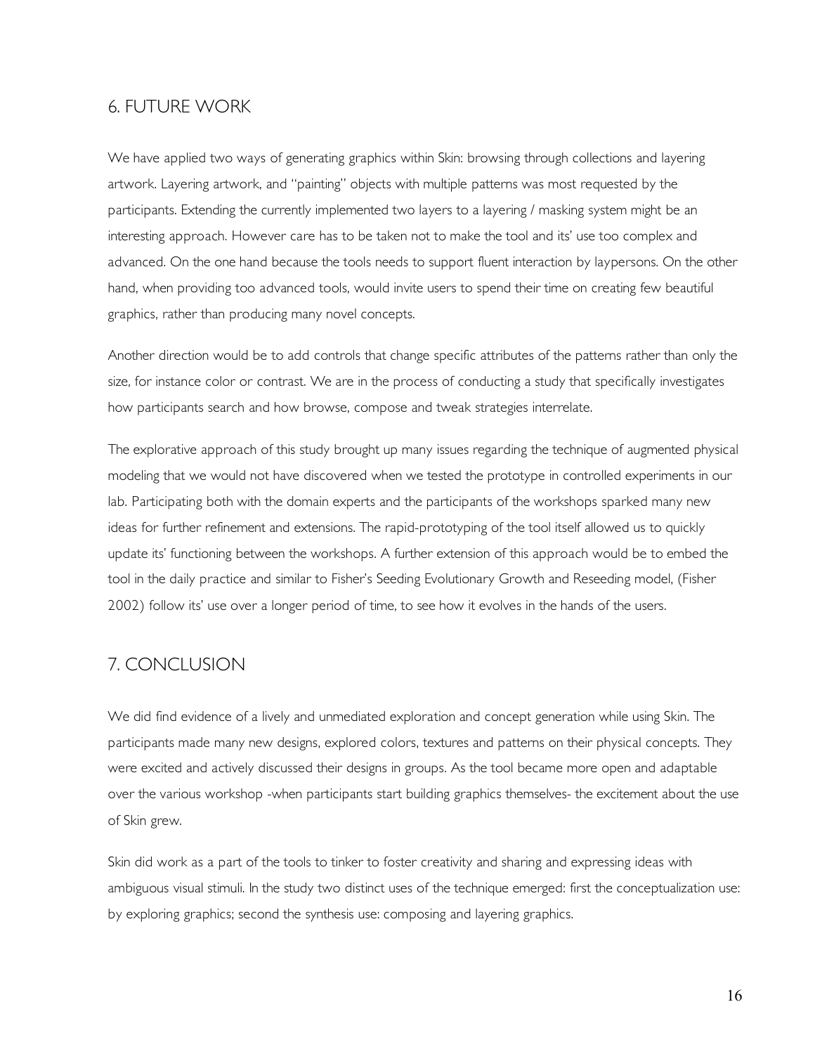## 6. FUTURE WORK

We have applied two ways of generating graphics within Skin: browsing through collections and layering artwork. Layering artwork, and "painting" objects with multiple patterns was most requested by the participants. Extending the currently implemented two layers to a layering / masking system might be an interesting approach. However care has to be taken not to make the tool and its' use too complex and advanced. On the one hand because the tools needs to support fluent interaction by laypersons. On the other hand, when providing too advanced tools, would invite users to spend their time on creating few beautiful graphics, rather than producing many novel concepts.

Another direction would be to add controls that change specific attributes of the patterns rather than only the size, for instance color or contrast. We are in the process of conducting a study that specifically investigates how participants search and how browse, compose and tweak strategies interrelate.

The explorative approach of this study brought up many issues regarding the technique of augmented physical modeling that we would not have discovered when we tested the prototype in controlled experiments in our lab. Participating both with the domain experts and the participants of the workshops sparked many new ideas for further refinement and extensions. The rapid-prototyping of the tool itself allowed us to quickly update its' functioning between the workshops. A further extension of this approach would be to embed the tool in the daily practice and similar to Fisher's Seeding Evolutionary Growth and Reseeding model, (Fisher 2002) follow its' use over a longer period of time, to see how it evolves in the hands of the users.

## 7. CONCLUSION

We did find evidence of a lively and unmediated exploration and concept generation while using Skin. The participants made many new designs, explored colors, textures and patterns on their physical concepts. They were excited and actively discussed their designs in groups. As the tool became more open and adaptable over the various workshop -when participants start building graphics themselves- the excitement about the use of Skin grew.

Skin did work as a part of the tools to tinker to foster creativity and sharing and expressing ideas with ambiguous visual stimuli. In the study two distinct uses of the technique emerged: first the conceptualization use: by exploring graphics; second the synthesis use: composing and layering graphics.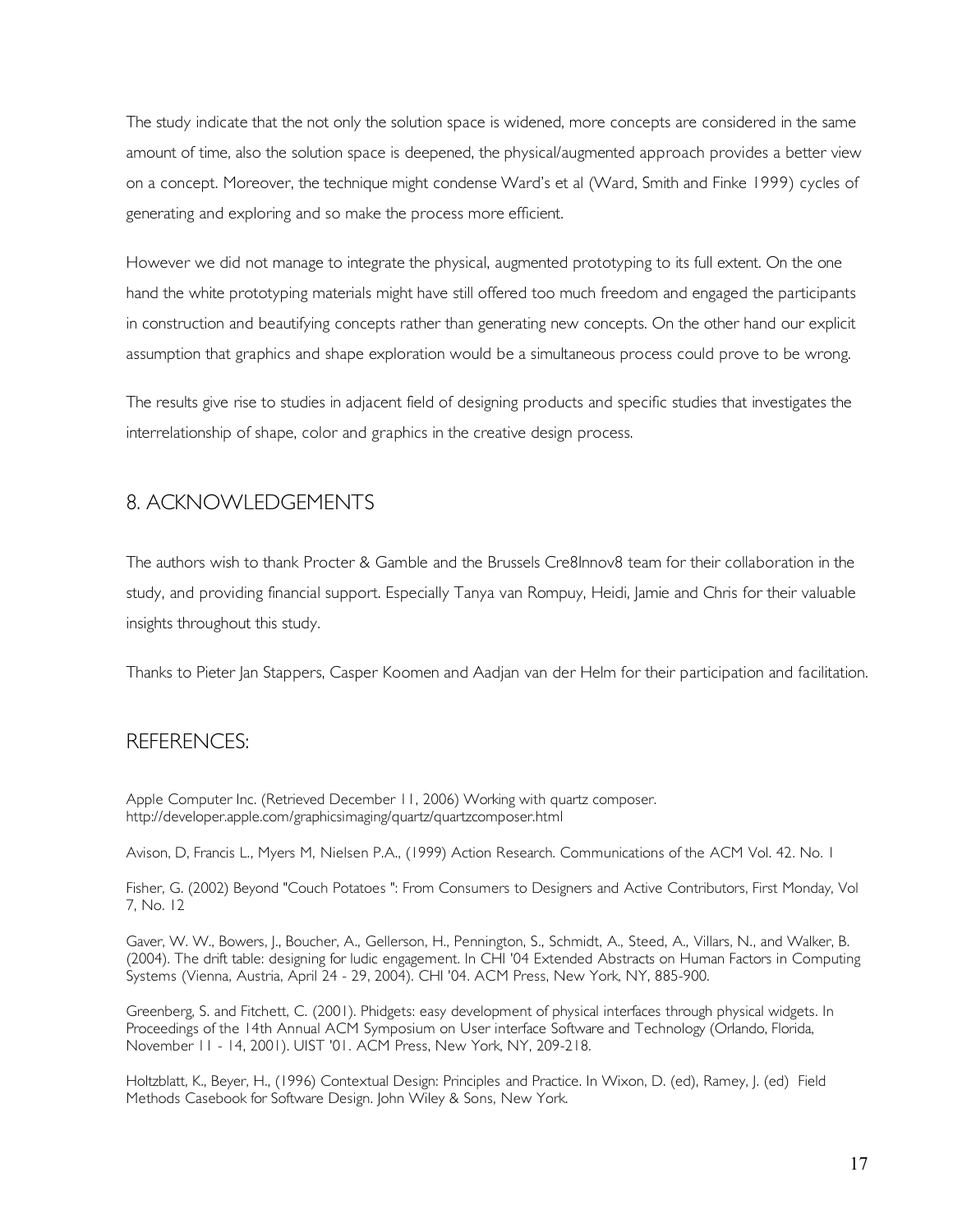The study indicate that the not only the solution space is widened, more concepts are considered in the same amount of time, also the solution space is deepened, the physical/augmented approach provides a better view on a concept. Moreover, the technique might condense Ward's et al (Ward, Smith and Finke 1999) cycles of generating and exploring and so make the process more efficient.

However we did not manage to integrate the physical, augmented prototyping to its full extent. On the one hand the white prototyping materials might have still offered too much freedom and engaged the participants in construction and beautifying concepts rather than generating new concepts. On the other hand our explicit assumption that graphics and shape exploration would be a simultaneous process could prove to be wrong.

The results give rise to studies in adjacent field of designing products and specific studies that investigates the interrelationship of shape, color and graphics in the creative design process.

## 8. ACKNOWLEDGEMENTS

The authors wish to thank Procter & Gamble and the Brussels Cre8Innov8 team for their collaboration in the study, and providing financial support. Especially Tanya van Rompuy, Heidi, Jamie and Chris for their valuable insights throughout this study.

Thanks to Pieter Jan Stappers, Casper Koomen and Aadjan van der Helm for their participation and facilitation.

## REFERENCES:

Apple Computer Inc. (Retrieved December 11, 2006) Working with quartz composer. http://developer.apple.com/graphicsimaging/quartz/quartzcomposer.html

Avison, D, Francis L., Myers M, Nielsen P.A., (1999) Action Research. Communications of the ACM Vol. 42. No. 1

Fisher, G. (2002) Beyond "Couch Potatoes ": From Consumers to Designers and Active Contributors, First Monday, Vol 7, No. 12

Gaver, W. W., Bowers, J., Boucher, A., Gellerson, H., Pennington, S., Schmidt, A., Steed, A., Villars, N., and Walker, B. (2004). The drift table: designing for ludic engagement. In CHI '04 Extended Abstracts on Human Factors in Computing Systems (Vienna, Austria, April 24 - 29, 2004). CHI '04. ACM Press, New York, NY, 885-900.

Greenberg, S. and Fitchett, C. (2001). Phidgets: easy development of physical interfaces through physical widgets. In Proceedings of the 14th Annual ACM Symposium on User interface Software and Technology (Orlando, Florida, November 11 - 14, 2001). UIST '01. ACM Press, New York, NY, 209-218.

Holtzblatt, K., Beyer, H., (1996) Contextual Design: Principles and Practice. In Wixon, D. (ed), Ramey, J. (ed) Field Methods Casebook for Software Design. John Wiley & Sons, New York.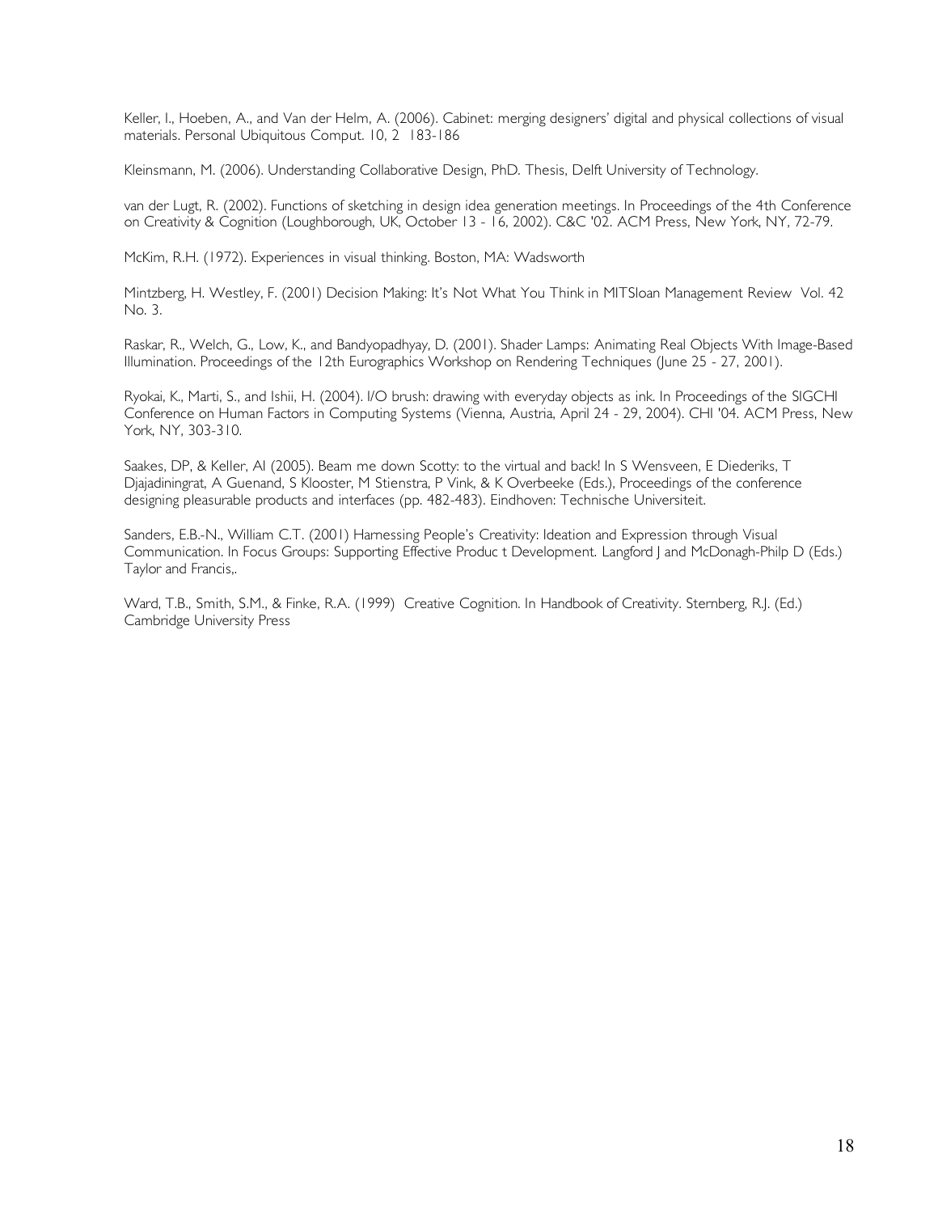Keller, I., Hoeben, A., and Van der Helm, A. (2006). Cabinet: merging designers' digital and physical collections of visual materials. Personal Ubiquitous Comput. 10, 2 183-186

Kleinsmann, M. (2006). Understanding Collaborative Design, PhD. Thesis, Delft University of Technology.

van der Lugt, R. (2002). Functions of sketching in design idea generation meetings. In Proceedings of the 4th Conference on Creativity & Cognition (Loughborough, UK, October 13 - 16, 2002). C&C '02. ACM Press, New York, NY, 72-79.

McKim, R.H. (1972). Experiences in visual thinking. Boston, MA: Wadsworth

Mintzberg, H. Westley, F. (2001) Decision Making: It's Not What You Think in MITSloan Management Review Vol. 42 No. 3.

Raskar, R., Welch, G., Low, K., and Bandyopadhyay, D. (2001). Shader Lamps: Animating Real Objects With Image-Based Illumination. Proceedings of the 12th Eurographics Workshop on Rendering Techniques (June 25 - 27, 2001).

Ryokai, K., Marti, S., and Ishii, H. (2004). I/O brush: drawing with everyday objects as ink. In Proceedings of the SIGCHI Conference on Human Factors in Computing Systems (Vienna, Austria, April 24 - 29, 2004). CHI '04. ACM Press, New York, NY, 303-310.

Saakes, DP, & Keller, AI (2005). Beam me down Scotty: to the virtual and back! In S Wensveen, E Diederiks, T Djajadiningrat, A Guenand, S Klooster, M Stienstra, P Vink, & K Overbeeke (Eds.), Proceedings of the conference designing pleasurable products and interfaces (pp. 482-483). Eindhoven: Technische Universiteit.

Sanders, E.B.-N., William C.T. (2001) Harnessing People's Creativity: Ideation and Expression through Visual Communication. In Focus Groups: Supporting Effective Produc t Development. Langford J and McDonagh-Philp D (Eds.) Taylor and Francis,.

Ward, T.B., Smith, S.M., & Finke, R.A. (1999) Creative Cognition. In Handbook of Creativity. Sternberg, R.J. (Ed.) Cambridge University Press